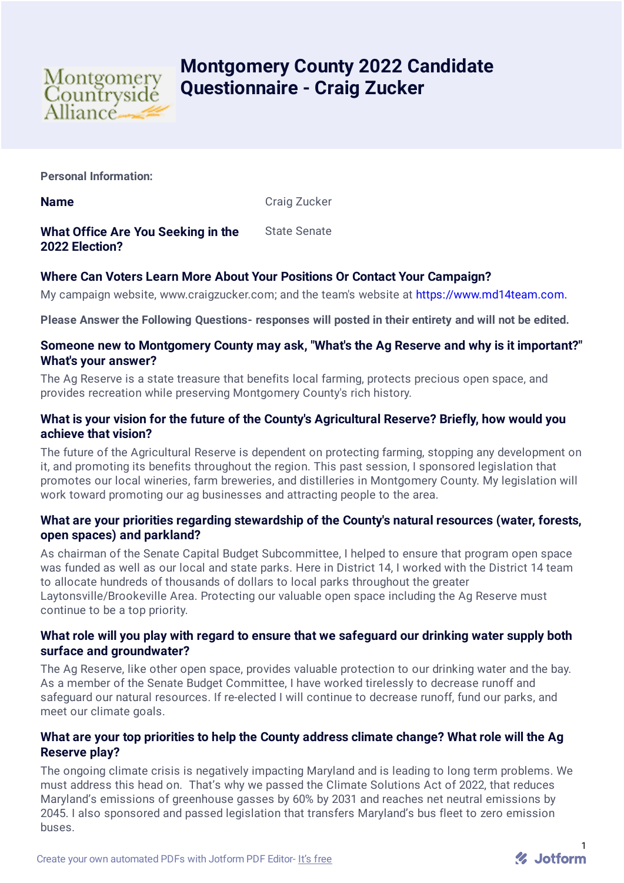# Montgomery County 2022 Candidate Questionnaire - Craig Zucker

**Personal Information:**

| | |
|---|---|
| **Name** | Craig Zucker |
| **What Office Are You Seeking in the 2022 Election?** | State Senate |

### Where Can Voters Learn More About Your Positions Or Contact Your Campaign?

My campaign website, www.craigzucker.com; and the team's website at https://www.md14team.com.

**Please Answer the Following Questions- responses will posted in their entirety and will not be edited.**

### Someone new to Montgomery County may ask, "What's the Ag Reserve and why is it important?" What's your answer?

The Ag Reserve is a state treasure that benefits local farming, protects precious open space, and provides recreation while preserving Montgomery County's rich history.

### What is your vision for the future of the County's Agricultural Reserve? Briefly, how would you achieve that vision?

The future of the Agricultural Reserve is dependent on protecting farming, stopping any development on it, and promoting its benefits throughout the region. This past session, I sponsored legislation that promotes our local wineries, farm breweries, and distilleries in Montgomery County. My legislation will work toward promoting our ag businesses and attracting people to the area.

### What are your priorities regarding stewardship of the County's natural resources (water, forests, open spaces) and parkland?

As chairman of the Senate Capital Budget Subcommittee, I helped to ensure that program open space was funded as well as our local and state parks. Here in District 14, I worked with the District 14 team to allocate hundreds of thousands of dollars to local parks throughout the greater Laytonsville/Brookeville Area. Protecting our valuable open space including the Ag Reserve must continue to be a top priority.

### What role will you play with regard to ensure that we safeguard our drinking water supply both surface and groundwater?

The Ag Reserve, like other open space, provides valuable protection to our drinking water and the bay. As a member of the Senate Budget Committee, I have worked tirelessly to decrease runoff and safeguard our natural resources. If re-elected I will continue to decrease runoff, fund our parks, and meet our climate goals.

### What are your top priorities to help the County address climate change? What role will the Ag Reserve play?

The ongoing climate crisis is negatively impacting Maryland and is leading to long term problems. We must address this head on. That's why we passed the Climate Solutions Act of 2022, that reduces Maryland's emissions of greenhouse gasses by 60% by 2031 and reaches net neutral emissions by 2045. I also sponsored and passed legislation that transfers Maryland's bus fleet to zero emission buses.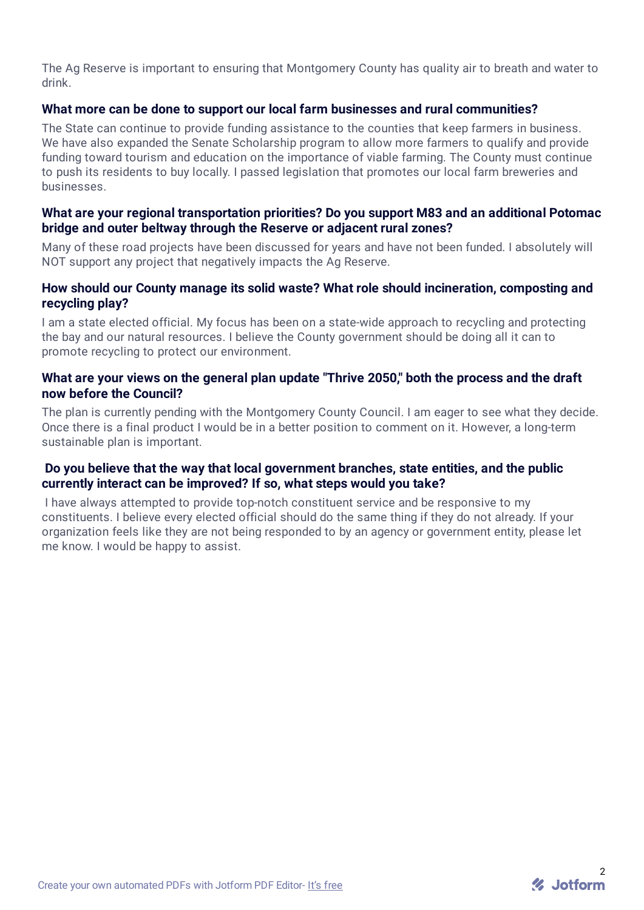The Ag Reserve is important to ensuring that Montgomery County has quality air to breath and water to drink.

**What more can be done to support our local farm businesses and rural communities?**

The State can continue to provide funding assistance to the counties that keep farmers in business. We have also expanded the Senate Scholarship program to allow more farmers to qualify and provide funding toward tourism and education on the importance of viable farming. The County must continue to push its residents to buy locally. I passed legislation that promotes our local farm breweries and businesses.

**What are your regional transportation priorities? Do you support M83 and an additional Potomac bridge and outer beltway through the Reserve or adjacent rural zones?**

Many of these road projects have been discussed for years and have not been funded. I absolutely will NOT support any project that negatively impacts the Ag Reserve.

**How should our County manage its solid waste? What role should incineration, composting and recycling play?**

I am a state elected official. My focus has been on a state-wide approach to recycling and protecting the bay and our natural resources. I believe the County government should be doing all it can to promote recycling to protect our environment.

**What are your views on the general plan update "Thrive 2050," both the process and the draft now before the Council?**

The plan is currently pending with the Montgomery County Council. I am eager to see what they decide. Once there is a final product I would be in a better position to comment on it. However, a long-term sustainable plan is important.

**Do you believe that the way that local government branches, state entities, and the public currently interact can be improved? If so, what steps would you take?**

I have always attempted to provide top-notch constituent service and be responsive to my constituents. I believe every elected official should do the same thing if they do not already. If your organization feels like they are not being responded to by an agency or government entity, please let me know. I would be happy to assist.